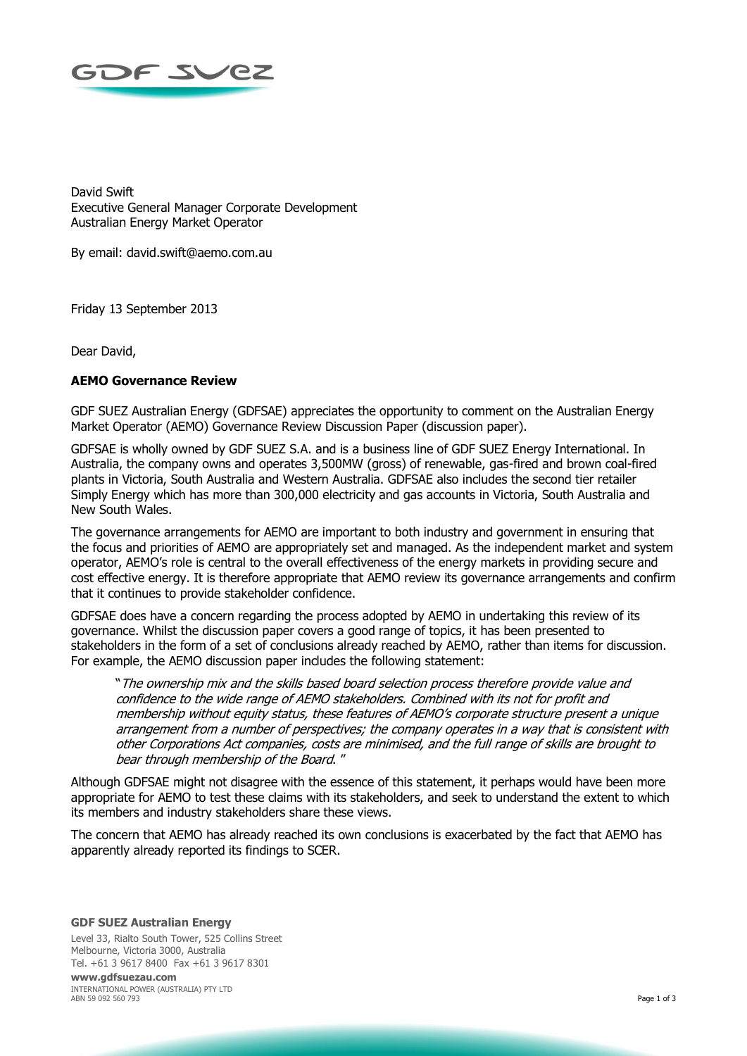David Swift
Executive General Manager Corporate Development
Australian Energy Market Operator

By email: david.swift@aemo.com.au

Friday 13 September 2013

Dear David,

**AEMO Governance Review**

GDF SUEZ Australian Energy (GDFSAE) appreciates the opportunity to comment on the Australian Energy Market Operator (AEMO) Governance Review Discussion Paper (discussion paper).

GDFSAE is wholly owned by GDF SUEZ S.A. and is a business line of GDF SUEZ Energy International. In Australia, the company owns and operates 3,500MW (gross) of renewable, gas-fired and brown coal-fired plants in Victoria, South Australia and Western Australia. GDFSAE also includes the second tier retailer Simply Energy which has more than 300,000 electricity and gas accounts in Victoria, South Australia and New South Wales.

The governance arrangements for AEMO are important to both industry and government in ensuring that the focus and priorities of AEMO are appropriately set and managed. As the independent market and system operator, AEMO's role is central to the overall effectiveness of the energy markets in providing secure and cost effective energy. It is therefore appropriate that AEMO review its governance arrangements and confirm that it continues to provide stakeholder confidence.

GDFSAE does have a concern regarding the process adopted by AEMO in undertaking this review of its governance. Whilst the discussion paper covers a good range of topics, it has been presented to stakeholders in the form of a set of conclusions already reached by AEMO, rather than items for discussion. For example, the AEMO discussion paper includes the following statement:

> "*The ownership mix and the skills based board selection process therefore provide value and confidence to the wide range of AEMO stakeholders. Combined with its not for profit and membership without equity status, these features of AEMO's corporate structure present a unique arrangement from a number of perspectives; the company operates in a way that is consistent with other Corporations Act companies, costs are minimised, and the full range of skills are brought to bear through membership of the Board.*"

Although GDFSAE might not disagree with the essence of this statement, it perhaps would have been more appropriate for AEMO to test these claims with its stakeholders, and seek to understand the extent to which its members and industry stakeholders share these views.

The concern that AEMO has already reached its own conclusions is exacerbated by the fact that AEMO has apparently already reported its findings to SCER.

**GDF SUEZ Australian Energy**

Level 33, Rialto South Tower, 525 Collins Street
Melbourne, Victoria 3000, Australia
Tel. +61 3 9617 8400 Fax +61 3 9617 8301

**www.gdfsuezau.com**
INTERNATIONAL POWER (AUSTRALIA) PTY LTD
ABN 59 092 560 793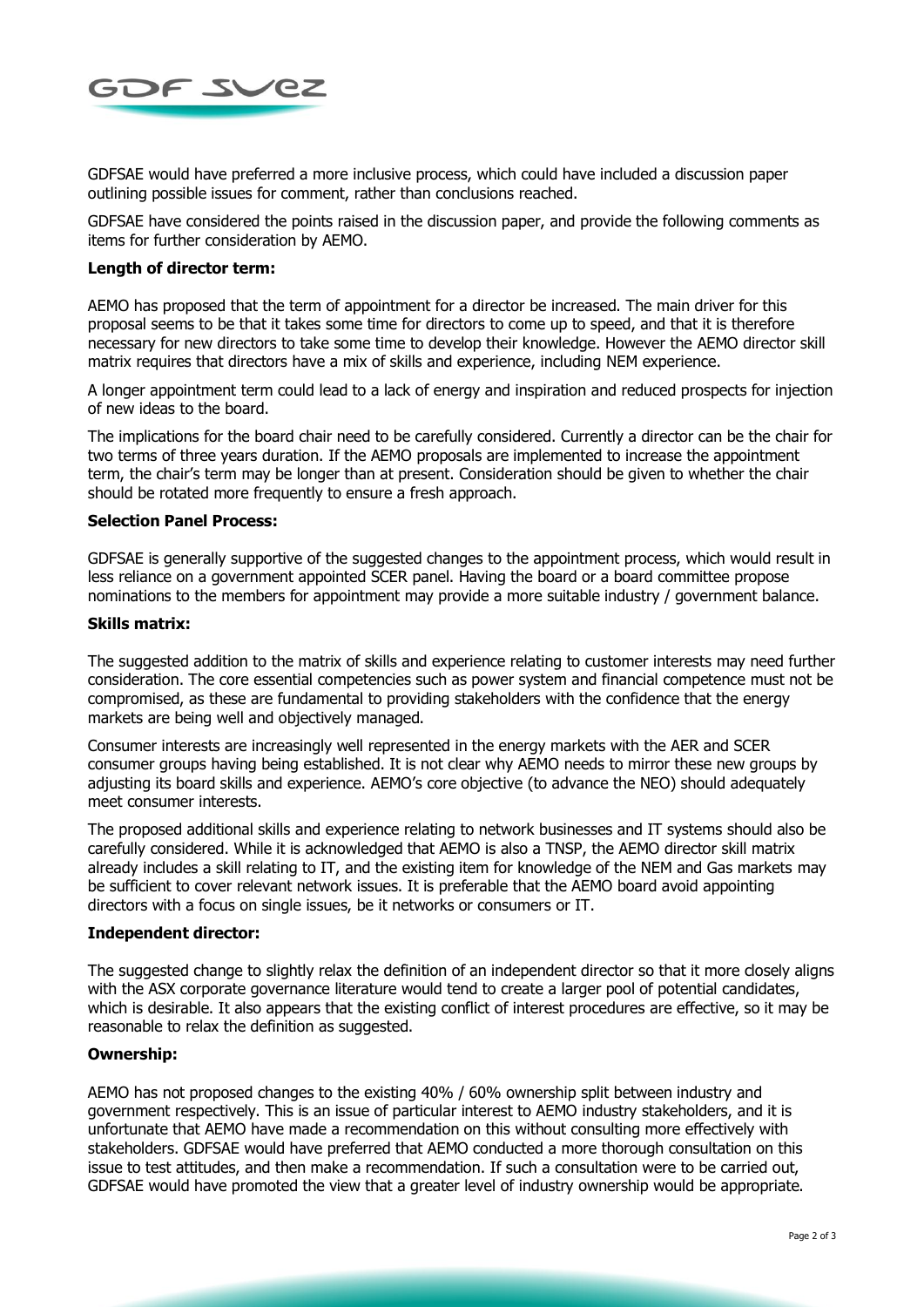GDFSAE would have preferred a more inclusive process, which could have included a discussion paper outlining possible issues for comment, rather than conclusions reached.

GDFSAE have considered the points raised in the discussion paper, and provide the following comments as items for further consideration by AEMO.

**Length of director term:**

AEMO has proposed that the term of appointment for a director be increased. The main driver for this proposal seems to be that it takes some time for directors to come up to speed, and that it is therefore necessary for new directors to take some time to develop their knowledge. However the AEMO director skill matrix requires that directors have a mix of skills and experience, including NEM experience.

A longer appointment term could lead to a lack of energy and inspiration and reduced prospects for injection of new ideas to the board.

The implications for the board chair need to be carefully considered. Currently a director can be the chair for two terms of three years duration. If the AEMO proposals are implemented to increase the appointment term, the chair's term may be longer than at present. Consideration should be given to whether the chair should be rotated more frequently to ensure a fresh approach.

**Selection Panel Process:**

GDFSAE is generally supportive of the suggested changes to the appointment process, which would result in less reliance on a government appointed SCER panel. Having the board or a board committee propose nominations to the members for appointment may provide a more suitable industry / government balance.

**Skills matrix:**

The suggested addition to the matrix of skills and experience relating to customer interests may need further consideration. The core essential competencies such as power system and financial competence must not be compromised, as these are fundamental to providing stakeholders with the confidence that the energy markets are being well and objectively managed.

Consumer interests are increasingly well represented in the energy markets with the AER and SCER consumer groups having being established. It is not clear why AEMO needs to mirror these new groups by adjusting its board skills and experience. AEMO's core objective (to advance the NEO) should adequately meet consumer interests.

The proposed additional skills and experience relating to network businesses and IT systems should also be carefully considered. While it is acknowledged that AEMO is also a TNSP, the AEMO director skill matrix already includes a skill relating to IT, and the existing item for knowledge of the NEM and Gas markets may be sufficient to cover relevant network issues. It is preferable that the AEMO board avoid appointing directors with a focus on single issues, be it networks or consumers or IT.

**Independent director:**

The suggested change to slightly relax the definition of an independent director so that it more closely aligns with the ASX corporate governance literature would tend to create a larger pool of potential candidates, which is desirable. It also appears that the existing conflict of interest procedures are effective, so it may be reasonable to relax the definition as suggested.

**Ownership:**

AEMO has not proposed changes to the existing 40% / 60% ownership split between industry and government respectively. This is an issue of particular interest to AEMO industry stakeholders, and it is unfortunate that AEMO have made a recommendation on this without consulting more effectively with stakeholders. GDFSAE would have preferred that AEMO conducted a more thorough consultation on this issue to test attitudes, and then make a recommendation. If such a consultation were to be carried out, GDFSAE would have promoted the view that a greater level of industry ownership would be appropriate.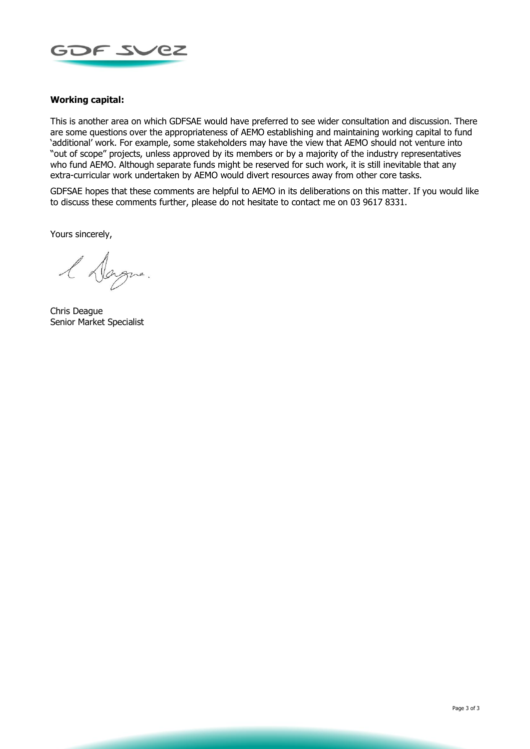**Working capital:**

This is another area on which GDFSAE would have preferred to see wider consultation and discussion. There are some questions over the appropriateness of AEMO establishing and maintaining working capital to fund 'additional' work. For example, some stakeholders may have the view that AEMO should not venture into "out of scope" projects, unless approved by its members or by a majority of the industry representatives who fund AEMO. Although separate funds might be reserved for such work, it is still inevitable that any extra-curricular work undertaken by AEMO would divert resources away from other core tasks.

GDFSAE hopes that these comments are helpful to AEMO in its deliberations on this matter. If you would like to discuss these comments further, please do not hesitate to contact me on 03 9617 8331.

Yours sincerely,

Chris Deague
Senior Market Specialist